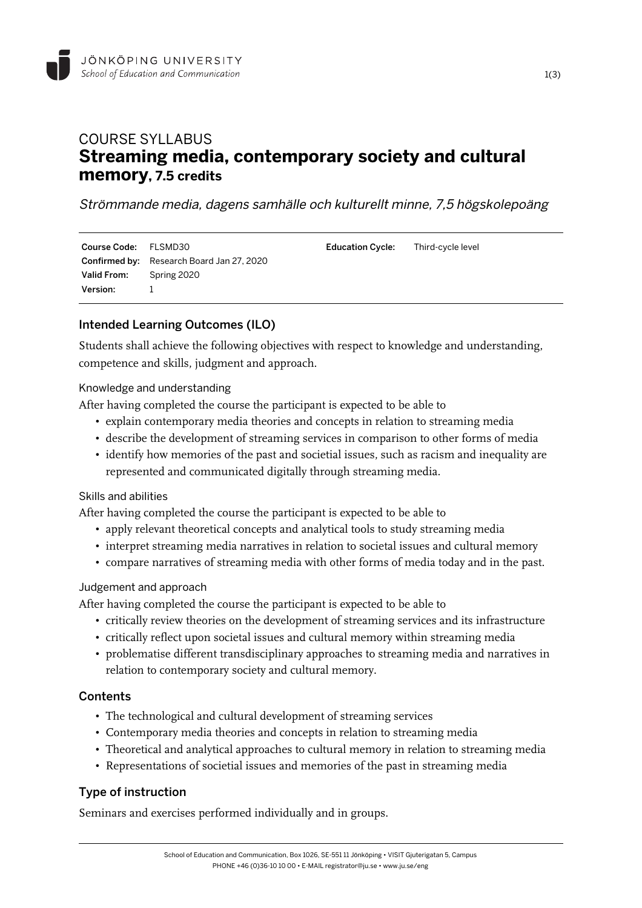JÖNKÖPING UNIVERSITY
*School of Education and Communication*

# COURSE SYLLABUS
# Streaming media, contemporary society and cultural memory, 7.5 credits

*Strömmande media, dagens samhälle och kulturellt minne, 7,5 högskolepoäng*

| | | | |
|---|---|---|---|
| **Course Code:** | FLSMD30 | **Education Cycle:** | Third-cycle level |
| **Confirmed by:** | Research Board Jan 27, 2020 | | |
| **Valid From:** | Spring 2020 | | |
| **Version:** | 1 | | |

## Intended Learning Outcomes (ILO)

Students shall achieve the following objectives with respect to knowledge and understanding, competence and skills, judgment and approach.

### Knowledge and understanding

After having completed the course the participant is expected to be able to

- explain contemporary media theories and concepts in relation to streaming media
- describe the development of streaming services in comparison to other forms of media
- identify how memories of the past and societial issues, such as racism and inequality are represented and communicated digitally through streaming media.

### Skills and abilities

After having completed the course the participant is expected to be able to

- apply relevant theoretical concepts and analytical tools to study streaming media
- interpret streaming media narratives in relation to societal issues and cultural memory
- compare narratives of streaming media with other forms of media today and in the past.

### Judgement and approach

After having completed the course the participant is expected to be able to

- critically review theories on the development of streaming services and its infrastructure
- critically reflect upon societal issues and cultural memory within streaming media
- problematise different transdisciplinary approaches to streaming media and narratives in relation to contemporary society and cultural memory.

## Contents

- The technological and cultural development of streaming services
- Contemporary media theories and concepts in relation to streaming media
- Theoretical and analytical approaches to cultural memory in relation to streaming media
- Representations of societial issues and memories of the past in streaming media

## Type of instruction

Seminars and exercises performed individually and in groups.

School of Education and Communication, Box 1026, SE-551 11 Jönköping • VISIT Gjuterigatan 5, Campus
PHONE +46 (0)36-10 10 00 • E-MAIL registrator@ju.se • www.ju.se/eng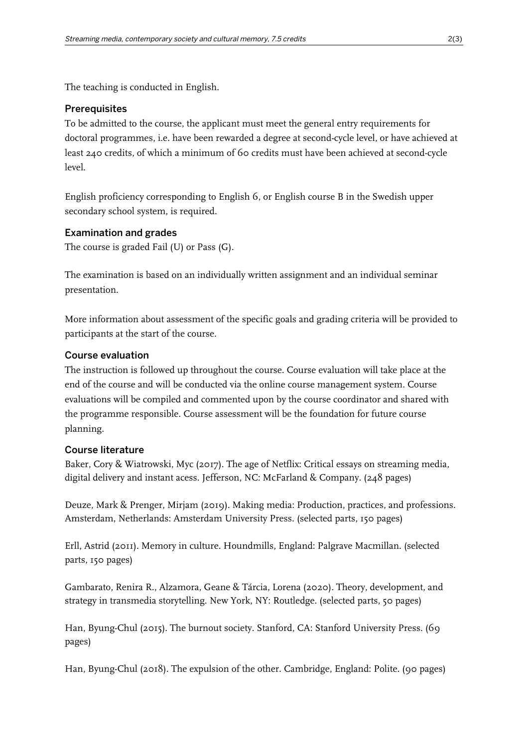The teaching is conducted in English.

## Prerequisites

To be admitted to the course, the applicant must meet the general entry requirements for doctoral programmes, i.e. have been rewarded a degree at second-cycle level, or have achieved at least 240 credits, of which a minimum of 60 credits must have been achieved at second-cycle level.

English proficiency corresponding to English 6, or English course B in the Swedish upper secondary school system, is required.

## Examination and grades

The course is graded Fail (U) or Pass (G).

The examination is based on an individually written assignment and an individual seminar presentation.

More information about assessment of the specific goals and grading criteria will be provided to participants at the start of the course.

## Course evaluation

The instruction is followed up throughout the course. Course evaluation will take place at the end of the course and will be conducted via the online course management system. Course evaluations will be compiled and commented upon by the course coordinator and shared with the programme responsible. Course assessment will be the foundation for future course planning.

## Course literature

Baker, Cory & Wiatrowski, Myc (2017). The age of Netflix: Critical essays on streaming media, digital delivery and instant acess. Jefferson, NC: McFarland & Company. (248 pages)

Deuze, Mark & Prenger, Mirjam (2019). Making media: Production, practices, and professions. Amsterdam, Netherlands: Amsterdam University Press. (selected parts, 150 pages)

Erll, Astrid (2011). Memory in culture. Houndmills, England: Palgrave Macmillan. (selected parts, 150 pages)

Gambarato, Renira R., Alzamora, Geane & Tárcia, Lorena (2020). Theory, development, and strategy in transmedia storytelling. New York, NY: Routledge. (selected parts, 50 pages)

Han, Byung-Chul (2015). The burnout society. Stanford, CA: Stanford University Press. (69 pages)

Han, Byung-Chul (2018). The expulsion of the other. Cambridge, England: Polite. (90 pages)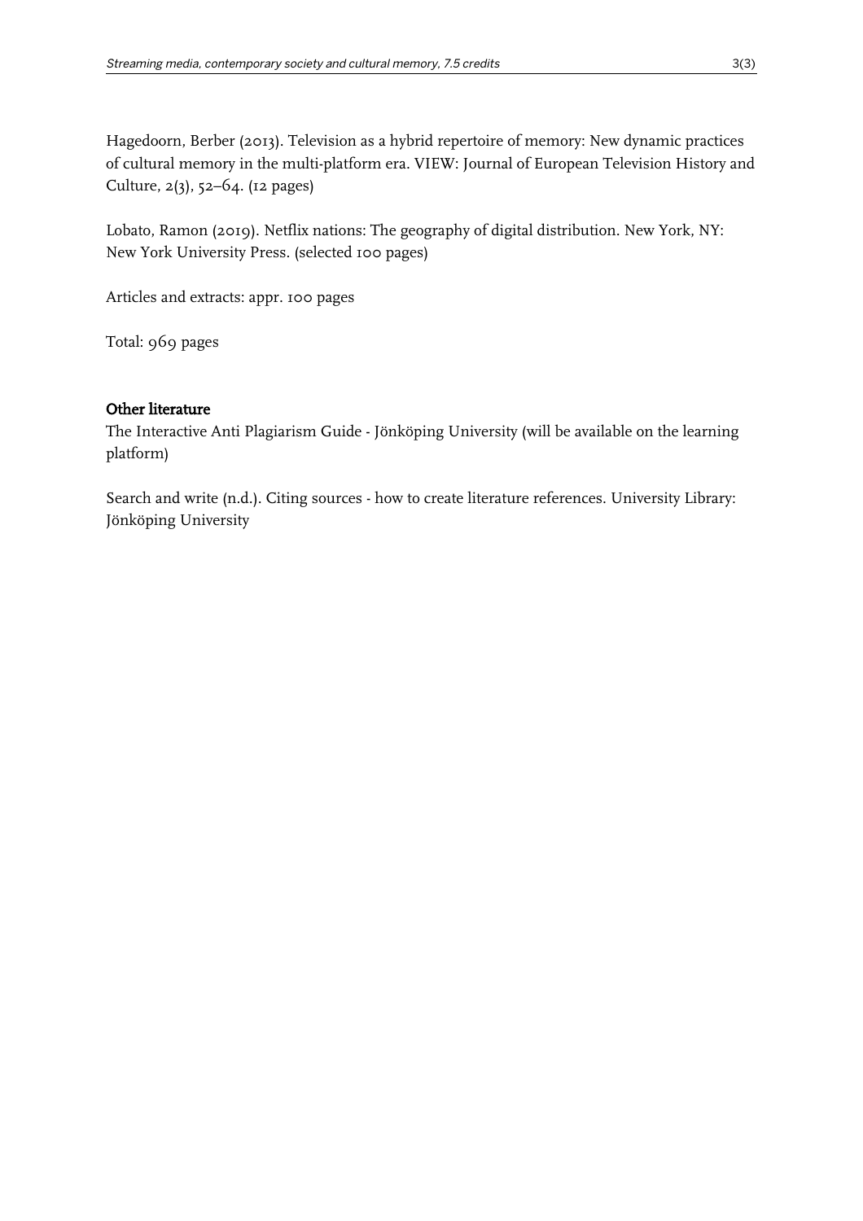Hagedoorn, Berber (2013). Television as a hybrid repertoire of memory: New dynamic practices of cultural memory in the multi-platform era. VIEW: Journal of European Television History and Culture, 2(3), 52–64. (12 pages)

Lobato, Ramon (2019). Netflix nations: The geography of digital distribution. New York, NY: New York University Press. (selected 100 pages)

Articles and extracts: appr. 100 pages

Total: 969 pages

**Other literature**

The Interactive Anti Plagiarism Guide - Jönköping University (will be available on the learning platform)

Search and write (n.d.). Citing sources - how to create literature references. University Library: Jönköping University